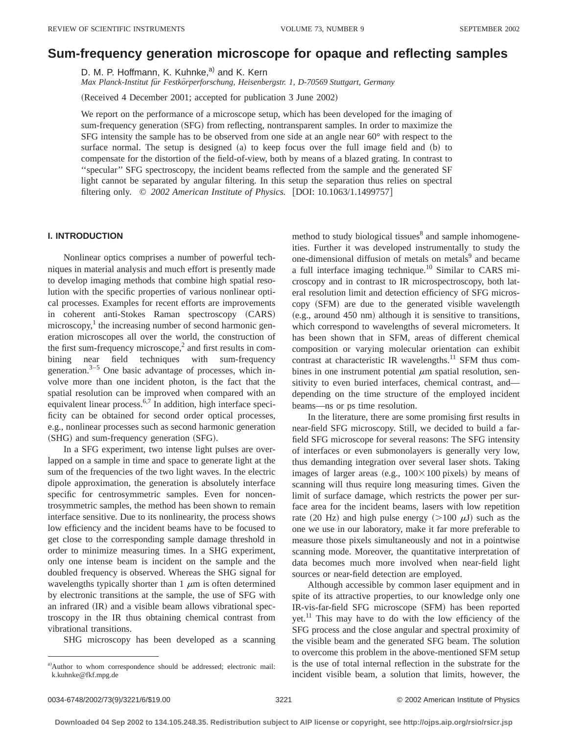# Sum-frequency generation microscope for opaque and reflecting samples

D. M. P. Hoffmann, K. Kuhnke,[a] and K. Kern

*Max Planck-Institut für Festkörperforschung, Heisenbergstr. 1, D-70569 Stuttgart, Germany*

(Received 4 December 2001; accepted for publication 3 June 2002)

We report on the performance of a microscope setup, which has been developed for the imaging of sum-frequency generation (SFG) from reflecting, nontransparent samples. In order to maximize the SFG intensity the sample has to be observed from one side at an angle near 60° with respect to the surface normal. The setup is designed (a) to keep focus over the full image field and (b) to compensate for the distortion of the field-of-view, both by means of a blazed grating. In contrast to ''specular'' SFG spectroscopy, the incident beams reflected from the sample and the generated SF light cannot be separated by angular filtering. In this setup the separation thus relies on spectral filtering only. © *2002 American Institute of Physics.* [DOI: 10.1063/1.1499757]

## I. INTRODUCTION

Nonlinear optics comprises a number of powerful techniques in material analysis and much effort is presently made to develop imaging methods that combine high spatial resolution with the specific properties of various nonlinear optical processes. Examples for recent efforts are improvements in coherent anti-Stokes Raman spectroscopy (CARS) microscopy,[1] the increasing number of second harmonic generation microscopes all over the world, the construction of the first sum-frequency microscope,[2] and first results in combining near field techniques with sum-frequency generation.[3–5] One basic advantage of processes, which involve more than one incident photon, is the fact that the spatial resolution can be improved when compared with an equivalent linear process.[6,7] In addition, high interface specificity can be obtained for second order optical processes, e.g., nonlinear processes such as second harmonic generation (SHG) and sum-frequency generation (SFG).

In a SFG experiment, two intense light pulses are overlapped on a sample in time and space to generate light at the sum of the frequencies of the two light waves. In the electric dipole approximation, the generation is absolutely interface specific for centrosymmetric samples. Even for noncentrosymmetric samples, the method has been shown to remain interface sensitive. Due to its nonlinearity, the process shows low efficiency and the incident beams have to be focused to get close to the corresponding sample damage threshold in order to minimize measuring times. In a SHG experiment, only one intense beam is incident on the sample and the doubled frequency is observed. Whereas the SHG signal for wavelengths typically shorter than 1 $\mu$m is often determined by electronic transitions at the sample, the use of SFG with an infrared (IR) and a visible beam allows vibrational spectroscopy in the IR thus obtaining chemical contrast from vibrational transitions.

SHG microscopy has been developed as a scanning method to study biological tissues[8] and sample inhomogeneities. Further it was developed instrumentally to study the one-dimensional diffusion of metals on metals[9] and became a full interface imaging technique.[10] Similar to CARS microscopy and in contrast to IR microspectroscopy, both lateral resolution limit and detection efficiency of SFG microscopy (SFM) are due to the generated visible wavelength (e.g., around 450 nm) although it is sensitive to transitions, which correspond to wavelengths of several micrometers. It has been shown that in SFM, areas of different chemical composition or varying molecular orientation can exhibit contrast at characteristic IR wavelengths.[11] SFM thus combines in one instrument potential $\mu$m spatial resolution, sensitivity to even buried interfaces, chemical contrast, and—depending on the time structure of the employed incident beams—ns or ps time resolution.

In the literature, there are some promising first results in near-field SFG microscopy. Still, we decided to build a far-field SFG microscope for several reasons: The SFG intensity of interfaces or even submonolayers is generally very low, thus demanding integration over several laser shots. Taking images of larger areas (e.g., $100\times100$ pixels) by means of scanning will thus require long measuring times. Given the limit of surface damage, which restricts the power per surface area for the incident beams, lasers with low repetition rate (20 Hz) and high pulse energy (>100 $\mu$J) such as the one we use in our laboratory, make it far more preferable to measure those pixels simultaneously and not in a pointwise scanning mode. Moreover, the quantitative interpretation of data becomes much more involved when near-field light sources or near-field detection are employed.

Although accessible by common laser equipment and in spite of its attractive properties, to our knowledge only one IR-vis-far-field SFG microscope (SFM) has been reported yet.[11] This may have to do with the low efficiency of the SFG process and the close angular and spectral proximity of the visible beam and the generated SFG beam. The solution to overcome this problem in the above-mentioned SFM setup is the use of total internal reflection in the substrate for the incident visible beam, a solution that limits, however, the

[a]Author to whom correspondence should be addressed; electronic mail: k.kuhnke@fkf.mpg.de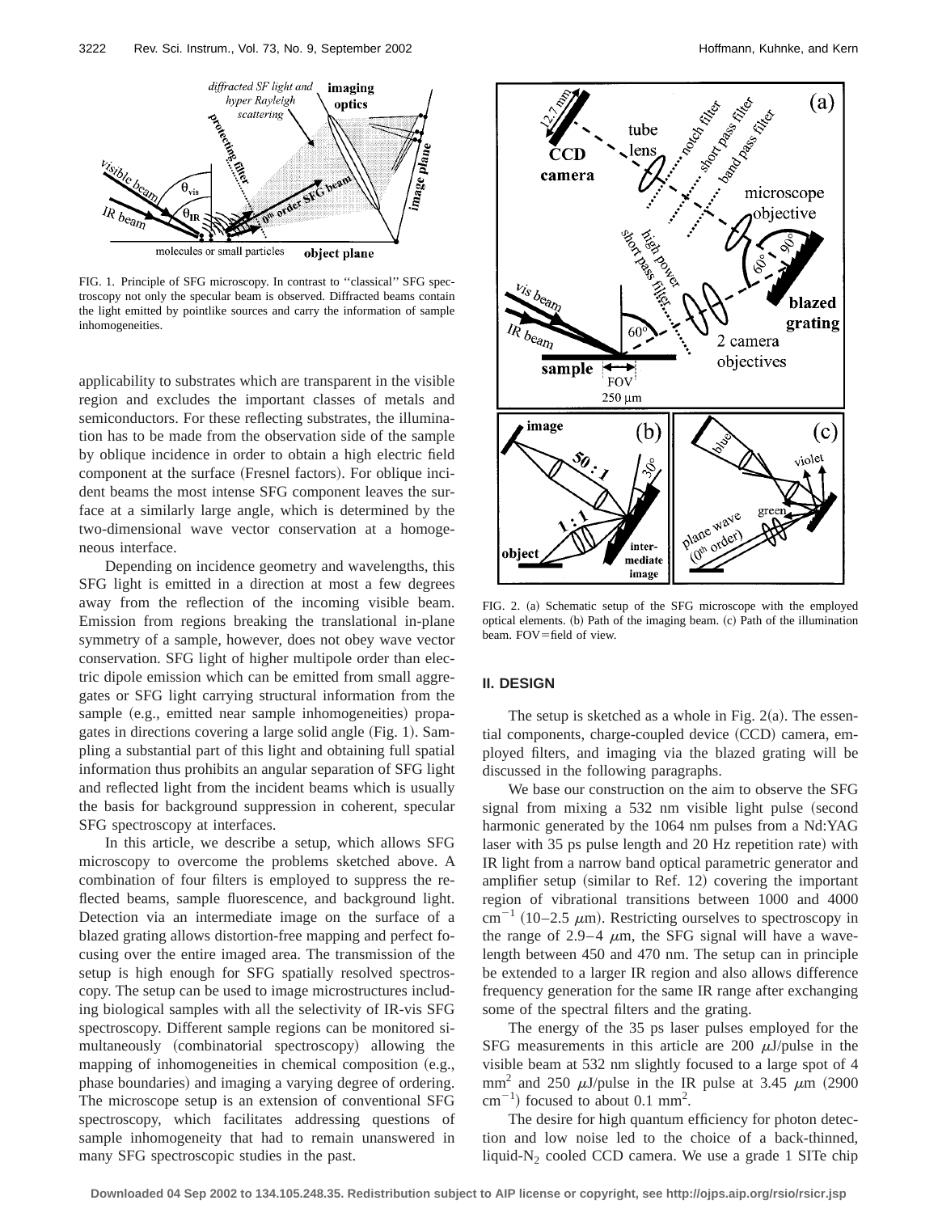FIG. 1. Principle of SFG microscopy. In contrast to ''classical'' SFG spectroscopy not only the specular beam is observed. Diffracted beams contain the light emitted by pointlike sources and carry the information of sample inhomogeneities.

applicability to substrates which are transparent in the visible region and excludes the important classes of metals and semiconductors. For these reflecting substrates, the illumination has to be made from the observation side of the sample by oblique incidence in order to obtain a high electric field component at the surface (Fresnel factors). For oblique incident beams the most intense SFG component leaves the surface at a similarly large angle, which is determined by the two-dimensional wave vector conservation at a homogeneous interface.

Depending on incidence geometry and wavelengths, this SFG light is emitted in a direction at most a few degrees away from the reflection of the incoming visible beam. Emission from regions breaking the translational in-plane symmetry of a sample, however, does not obey wave vector conservation. SFG light of higher multipole order than electric dipole emission which can be emitted from small aggregates or SFG light carrying structural information from the sample (e.g., emitted near sample inhomogeneities) propagates in directions covering a large solid angle (Fig. 1). Sampling a substantial part of this light and obtaining full spatial information thus prohibits an angular separation of SFG light and reflected light from the incident beams which is usually the basis for background suppression in coherent, specular SFG spectroscopy at interfaces.

In this article, we describe a setup, which allows SFG microscopy to overcome the problems sketched above. A combination of four filters is employed to suppress the reflected beams, sample fluorescence, and background light. Detection via an intermediate image on the surface of a blazed grating allows distortion-free mapping and perfect focusing over the entire imaged area. The transmission of the setup is high enough for SFG spatially resolved spectroscopy. The setup can be used to image microstructures including biological samples with all the selectivity of IR-vis SFG spectroscopy. Different sample regions can be monitored simultaneously (combinatorial spectroscopy) allowing the mapping of inhomogeneities in chemical composition (e.g., phase boundaries) and imaging a varying degree of ordering. The microscope setup is an extension of conventional SFG spectroscopy, which facilitates addressing questions of sample inhomogeneity that had to remain unanswered in many SFG spectroscopic studies in the past.

FIG. 2. (a) Schematic setup of the SFG microscope with the employed optical elements. (b) Path of the imaging beam. (c) Path of the illumination beam. FOV=field of view.

## II. DESIGN

The setup is sketched as a whole in Fig. 2(a). The essential components, charge-coupled device (CCD) camera, employed filters, and imaging via the blazed grating will be discussed in the following paragraphs.

We base our construction on the aim to observe the SFG signal from mixing a 532 nm visible light pulse (second harmonic generated by the 1064 nm pulses from a Nd:YAG laser with 35 ps pulse length and 20 Hz repetition rate) with IR light from a narrow band optical parametric generator and amplifier setup (similar to Ref. 12) covering the important region of vibrational transitions between 1000 and 4000 $cm^{-1}$ (10–2.5 $\mu$m). Restricting ourselves to spectroscopy in the range of 2.9–4 $\mu$m, the SFG signal will have a wavelength between 450 and 470 nm. The setup can in principle be extended to a larger IR region and also allows difference frequency generation for the same IR range after exchanging some of the spectral filters and the grating.

The energy of the 35 ps laser pulses employed for the SFG measurements in this article are 200 $\mu$J/pulse in the visible beam at 532 nm slightly focused to a large spot of 4 $mm^2$ and 250 $\mu$J/pulse in the IR pulse at 3.45 $\mu$m (2900 $cm^{-1}$) focused to about 0.1 $mm^2$.

The desire for high quantum efficiency for photon detection and low noise led to the choice of a back-thinned, liquid-$N_2$ cooled CCD camera. We use a grade 1 SITe chip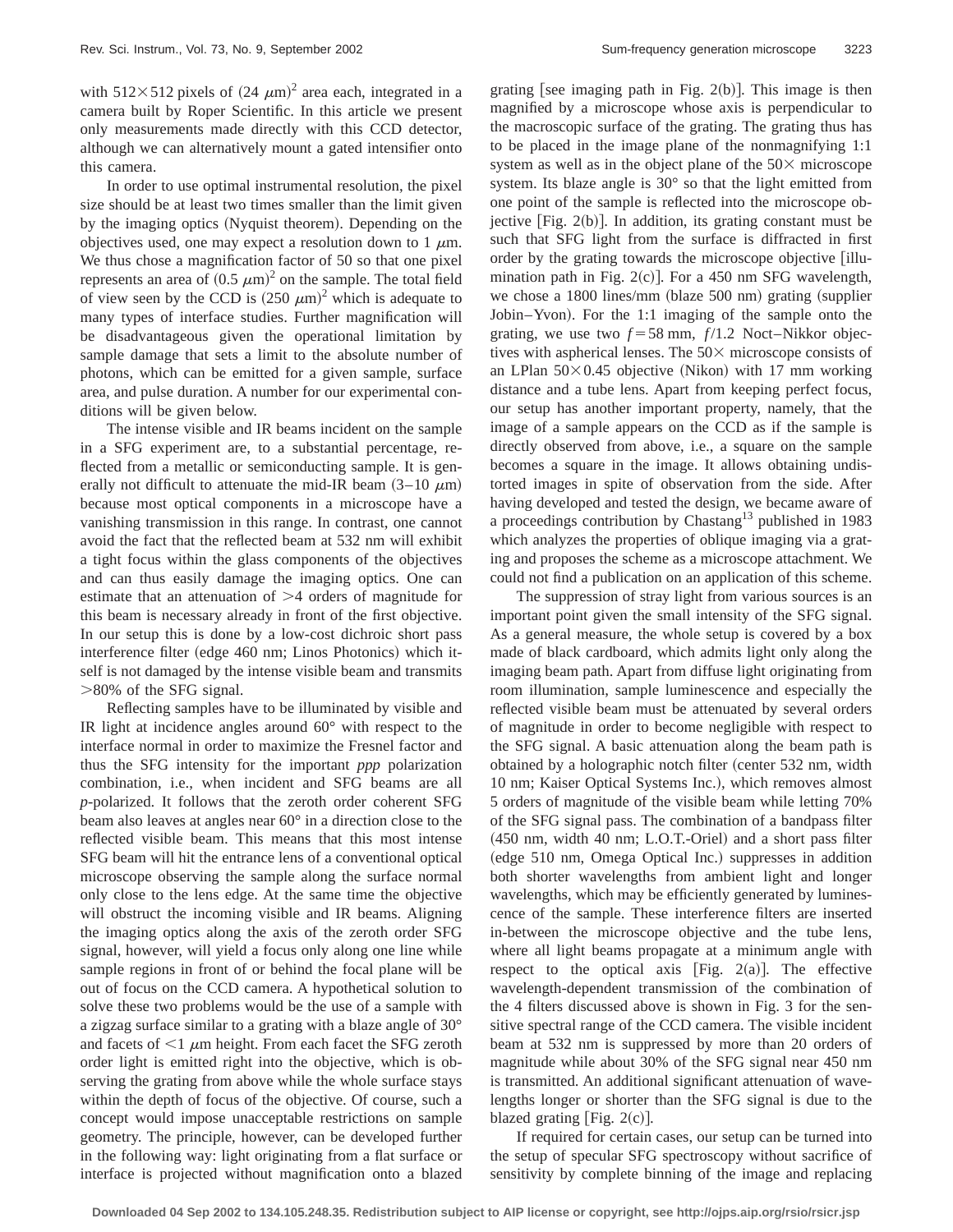with 512×512 pixels of $(24\ \mu m)^2$ area each, integrated in a camera built by Roper Scientific. In this article we present only measurements made directly with this CCD detector, although we can alternatively mount a gated intensifier onto this camera.

In order to use optimal instrumental resolution, the pixel size should be at least two times smaller than the limit given by the imaging optics (Nyquist theorem). Depending on the objectives used, one may expect a resolution down to 1 $\mu$m. We thus chose a magnification factor of 50 so that one pixel represents an area of $(0.5\ \mu m)^2$ on the sample. The total field of view seen by the CCD is $(250\ \mu m)^2$ which is adequate to many types of interface studies. Further magnification will be disadvantageous given the operational limitation by sample damage that sets a limit to the absolute number of photons, which can be emitted for a given sample, surface area, and pulse duration. A number for our experimental conditions will be given below.

The intense visible and IR beams incident on the sample in a SFG experiment are, to a substantial percentage, reflected from a metallic or semiconducting sample. It is generally not difficult to attenuate the mid-IR beam (3–10 $\mu$m) because most optical components in a microscope have a vanishing transmission in this range. In contrast, one cannot avoid the fact that the reflected beam at 532 nm will exhibit a tight focus within the glass components of the objectives and can thus easily damage the imaging optics. One can estimate that an attenuation of >4 orders of magnitude for this beam is necessary already in front of the first objective. In our setup this is done by a low-cost dichroic short pass interference filter (edge 460 nm; Linos Photonics) which itself is not damaged by the intense visible beam and transmits >80% of the SFG signal.

Reflecting samples have to be illuminated by visible and IR light at incidence angles around 60° with respect to the interface normal in order to maximize the Fresnel factor and thus the SFG intensity for the important *ppp* polarization combination, i.e., when incident and SFG beams are all *p*-polarized. It follows that the zeroth order coherent SFG beam also leaves at angles near 60° in a direction close to the reflected visible beam. This means that this most intense SFG beam will hit the entrance lens of a conventional optical microscope observing the sample along the surface normal only close to the lens edge. At the same time the objective will obstruct the incoming visible and IR beams. Aligning the imaging optics along the axis of the zeroth order SFG signal, however, will yield a focus only along one line while sample regions in front of or behind the focal plane will be out of focus on the CCD camera. A hypothetical solution to solve these two problems would be the use of a sample with a zigzag surface similar to a grating with a blaze angle of 30° and facets of <1 $\mu$m height. From each facet the SFG zeroth order light is emitted right into the objective, which is observing the grating from above while the whole surface stays within the depth of focus of the objective. Of course, such a concept would impose unacceptable restrictions on sample geometry. The principle, however, can be developed further in the following way: light originating from a flat surface or interface is projected without magnification onto a blazed grating [see imaging path in Fig. 2(b)]. This image is then magnified by a microscope whose axis is perpendicular to the macroscopic surface of the grating. The grating thus has to be placed in the image plane of the nonmagnifying 1:1 system as well as in the object plane of the 50× microscope system. Its blaze angle is 30° so that the light emitted from one point of the sample is reflected into the microscope objective [Fig. 2(b)]. In addition, its grating constant must be such that SFG light from the surface is diffracted in first order by the grating towards the microscope objective [illumination path in Fig. 2(c)]. For a 450 nm SFG wavelength, we chose a 1800 lines/mm (blaze 500 nm) grating (supplier Jobin–Yvon). For the 1:1 imaging of the sample onto the grating, we use two $f=58$ mm, $f/1.2$ Noct–Nikkor objectives with aspherical lenses. The 50× microscope consists of an LPlan 50×0.45 objective (Nikon) with 17 mm working distance and a tube lens. Apart from keeping perfect focus, our setup has another important property, namely, that the image of a sample appears on the CCD as if the sample is directly observed from above, i.e., a square on the sample becomes a square in the image. It allows obtaining undistorted images in spite of observation from the side. After having developed and tested the design, we became aware of a proceedings contribution by Chastang[13] published in 1983 which analyzes the properties of oblique imaging via a grating and proposes the scheme as a microscope attachment. We could not find a publication on an application of this scheme.

The suppression of stray light from various sources is an important point given the small intensity of the SFG signal. As a general measure, the whole setup is covered by a box made of black cardboard, which admits light only along the imaging beam path. Apart from diffuse light originating from room illumination, sample luminescence and especially the reflected visible beam must be attenuated by several orders of magnitude in order to become negligible with respect to the SFG signal. A basic attenuation along the beam path is obtained by a holographic notch filter (center 532 nm, width 10 nm; Kaiser Optical Systems Inc.), which removes almost 5 orders of magnitude of the visible beam while letting 70% of the SFG signal pass. The combination of a bandpass filter (450 nm, width 40 nm; L.O.T.-Oriel) and a short pass filter (edge 510 nm, Omega Optical Inc.) suppresses in addition both shorter wavelengths from ambient light and longer wavelengths, which may be efficiently generated by luminescence of the sample. These interference filters are inserted in-between the microscope objective and the tube lens, where all light beams propagate at a minimum angle with respect to the optical axis [Fig. 2(a)]. The effective wavelength-dependent transmission of the combination of the 4 filters discussed above is shown in Fig. 3 for the sensitive spectral range of the CCD camera. The visible incident beam at 532 nm is suppressed by more than 20 orders of magnitude while about 30% of the SFG signal near 450 nm is transmitted. An additional significant attenuation of wavelengths longer or shorter than the SFG signal is due to the blazed grating [Fig. 2(c)].

If required for certain cases, our setup can be turned into the setup of specular SFG spectroscopy without sacrifice of sensitivity by complete binning of the image and replacing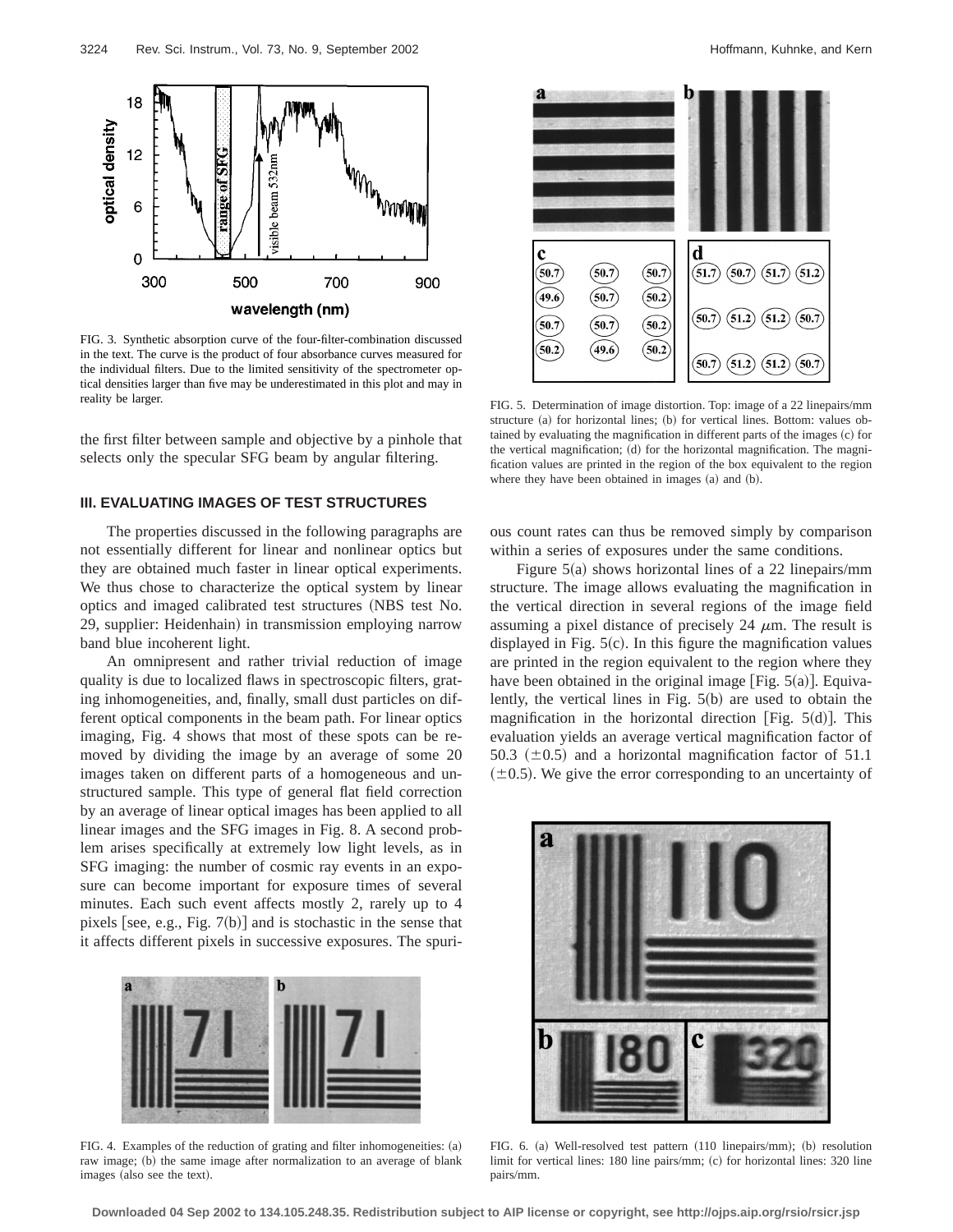FIG. 3. Synthetic absorption curve of the four-filter-combination discussed in the text. The curve is the product of four absorbance curves measured for the individual filters. Due to the limited sensitivity of the spectrometer optical densities larger than five may be underestimated in this plot and may in reality be larger.

the first filter between sample and objective by a pinhole that selects only the specular SFG beam by angular filtering.

### III. EVALUATING IMAGES OF TEST STRUCTURES

The properties discussed in the following paragraphs are not essentially different for linear and nonlinear optics but they are obtained much faster in linear optical experiments. We thus chose to characterize the optical system by linear optics and imaged calibrated test structures (NBS test No. 29, supplier: Heidenhain) in transmission employing narrow band blue incoherent light.

An omnipresent and rather trivial reduction of image quality is due to localized flaws in spectroscopic filters, grating inhomogeneities, and, finally, small dust particles on different optical components in the beam path. For linear optics imaging, Fig. 4 shows that most of these spots can be removed by dividing the image by an average of some 20 images taken on different parts of a homogeneous and unstructured sample. This type of general flat field correction by an average of linear optical images has been applied to all linear images and the SFG images in Fig. 8. A second problem arises specifically at extremely low light levels, as in SFG imaging: the number of cosmic ray events in an exposure can become important for exposure times of several minutes. Each such event affects mostly 2, rarely up to 4 pixels [see, e.g., Fig. 7(b)] and is stochastic in the sense that it affects different pixels in successive exposures. The spurious count rates can thus be removed simply by comparison within a series of exposures under the same conditions.

FIG. 4. Examples of the reduction of grating and filter inhomogeneities: (a) raw image; (b) the same image after normalization to an average of blank images (also see the text).

FIG. 5. Determination of image distortion. Top: image of a 22 linepairs/mm structure (a) for horizontal lines; (b) for vertical lines. Bottom: values obtained by evaluating the magnification in different parts of the images (c) for the vertical magnification; (d) for the horizontal magnification. The magnification values are printed in the region of the box equivalent to the region where they have been obtained in images (a) and (b).

Figure 5(a) shows horizontal lines of a 22 linepairs/mm structure. The image allows evaluating the magnification in the vertical direction in several regions of the image field assuming a pixel distance of precisely 24 $\mu$m. The result is displayed in Fig. 5(c). In this figure the magnification values are printed in the region equivalent to the region where they have been obtained in the original image [Fig. 5(a)]. Equivalently, the vertical lines in Fig. 5(b) are used to obtain the magnification in the horizontal direction [Fig. 5(d)]. This evaluation yields an average vertical magnification factor of 50.3 ($\pm$0.5) and a horizontal magnification factor of 51.1 ($\pm$0.5). We give the error corresponding to an uncertainty of

FIG. 6. (a) Well-resolved test pattern (110 linepairs/mm); (b) resolution limit for vertical lines: 180 line pairs/mm; (c) for horizontal lines: 320 line pairs/mm.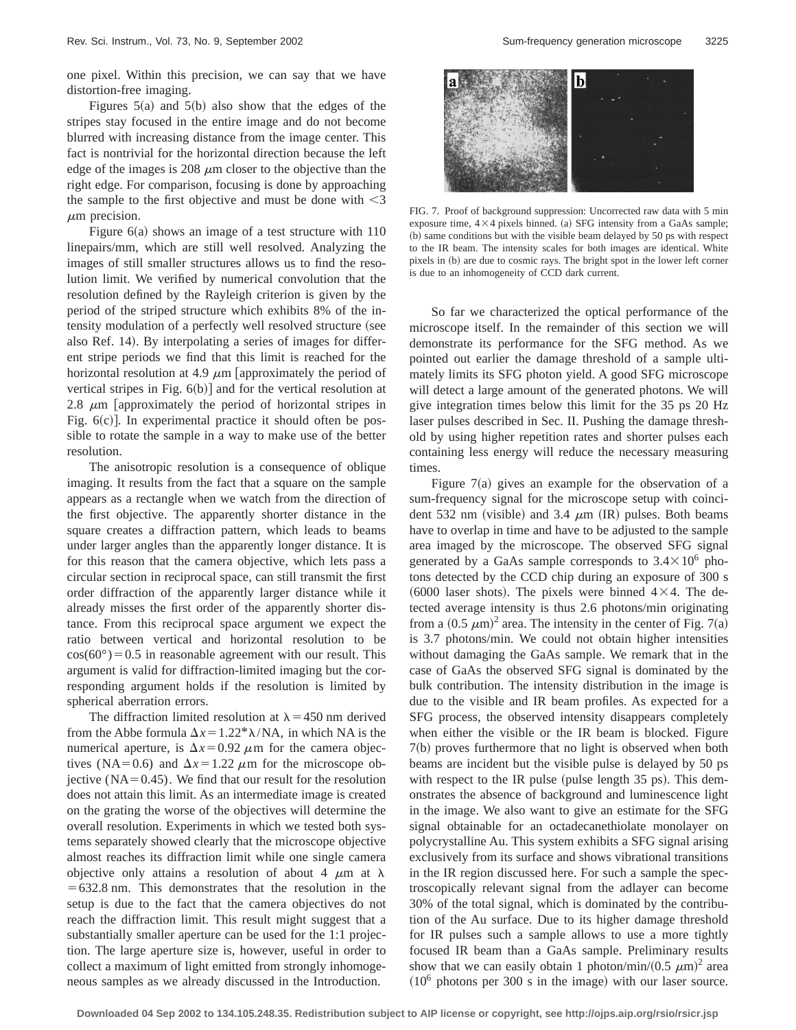one pixel. Within this precision, we can say that we have distortion-free imaging.

Figures 5(a) and 5(b) also show that the edges of the stripes stay focused in the entire image and do not become blurred with increasing distance from the image center. This fact is nontrivial for the horizontal direction because the left edge of the images is 208 $\mu$m closer to the objective than the right edge. For comparison, focusing is done by approaching the sample to the first objective and must be done with $<3$ $\mu$m precision.

Figure 6(a) shows an image of a test structure with 110 linepairs/mm, which are still well resolved. Analyzing the images of still smaller structures allows us to find the resolution limit. We verified by numerical convolution that the resolution defined by the Rayleigh criterion is given by the period of the striped structure which exhibits 8% of the intensity modulation of a perfectly well resolved structure (see also Ref. 14). By interpolating a series of images for different stripe periods we find that this limit is reached for the horizontal resolution at 4.9 $\mu$m [approximately the period of vertical stripes in Fig. 6(b)] and for the vertical resolution at 2.8 $\mu$m [approximately the period of horizontal stripes in Fig. 6(c)]. In experimental practice it should often be possible to rotate the sample in a way to make use of the better resolution.

The anisotropic resolution is a consequence of oblique imaging. It results from the fact that a square on the sample appears as a rectangle when we watch from the direction of the first objective. The apparently shorter distance in the square creates a diffraction pattern, which leads to beams under larger angles than the apparently longer distance. It is for this reason that the camera objective, which lets pass a circular section in reciprocal space, can still transmit the first order diffraction of the apparently larger distance while it already misses the first order of the apparently shorter distance. From this reciprocal space argument we expect the ratio between vertical and horizontal resolution to be $\cos(60°)=0.5$ in reasonable agreement with our result. This argument is valid for diffraction-limited imaging but the corresponding argument holds if the resolution is limited by spherical aberration errors.

The diffraction limited resolution at $\lambda=450$ nm derived from the Abbe formula $\Delta x=1.22*\lambda/\mathrm{NA}$, in which NA is the numerical aperture, is $\Delta x=0.92$ $\mu$m for the camera objectives (NA=0.6) and $\Delta x=1.22$ $\mu$m for the microscope objective (NA=0.45). We find that our result for the resolution does not attain this limit. As an intermediate image is created on the grating the worse of the objectives will determine the overall resolution. Experiments in which we tested both systems separately showed clearly that the microscope objective almost reaches its diffraction limit while one single camera objective only attains a resolution of about 4 $\mu$m at $\lambda=632.8$ nm. This demonstrates that the resolution in the setup is due to the fact that the camera objectives do not reach the diffraction limit. This result might suggest that a substantially smaller aperture can be used for the 1:1 projection. The large aperture size is, however, useful in order to collect a maximum of light emitted from strongly inhomogeneous samples as we already discussed in the Introduction.

FIG. 7. Proof of background suppression: Uncorrected raw data with 5 min exposure time, $4\times4$ pixels binned. (a) SFG intensity from a GaAs sample; (b) same conditions but with the visible beam delayed by 50 ps with respect to the IR beam. The intensity scales for both images are identical. White pixels in (b) are due to cosmic rays. The bright spot in the lower left corner is due to an inhomogeneity of CCD dark current.

So far we characterized the optical performance of the microscope itself. In the remainder of this section we will demonstrate its performance for the SFG method. As we pointed out earlier the damage threshold of a sample ultimately limits its SFG photon yield. A good SFG microscope will detect a large amount of the generated photons. We will give integration times below this limit for the 35 ps 20 Hz laser pulses described in Sec. II. Pushing the damage threshold by using higher repetition rates and shorter pulses each containing less energy will reduce the necessary measuring times.

Figure 7(a) gives an example for the observation of a sum-frequency signal for the microscope setup with coincident 532 nm (visible) and 3.4 $\mu$m (IR) pulses. Both beams have to overlap in time and have to be adjusted to the sample area imaged by the microscope. The observed SFG signal generated by a GaAs sample corresponds to $3.4\times10^6$ photons detected by the CCD chip during an exposure of 300 s (6000 laser shots). The pixels were binned $4\times4$. The detected average intensity is thus 2.6 photons/min originating from a $(0.5\ \mu\mathrm{m})^2$ area. The intensity in the center of Fig. 7(a) is 3.7 photons/min. We could not obtain higher intensities without damaging the GaAs sample. We remark that in the case of GaAs the observed SFG signal is dominated by the bulk contribution. The intensity distribution in the image is due to the visible and IR beam profiles. As expected for a SFG process, the observed intensity disappears completely when either the visible or the IR beam is blocked. Figure 7(b) proves furthermore that no light is observed when both beams are incident but the visible pulse is delayed by 50 ps with respect to the IR pulse (pulse length 35 ps). This demonstrates the absence of background and luminescence light in the image. We also want to give an estimate for the SFG signal obtainable for an octadecanethiolate monolayer on polycrystalline Au. This system exhibits a SFG signal arising exclusively from its surface and shows vibrational transitions in the IR region discussed here. For such a sample the spectroscopically relevant signal from the adlayer can become 30% of the total signal, which is dominated by the contribution of the Au surface. Due to its higher damage threshold for IR pulses such a sample allows to use a more tightly focused IR beam than a GaAs sample. Preliminary results show that we can easily obtain 1 photon/min/$(0.5\ \mu\mathrm{m})^2$ area ($10^6$ photons per 300 s in the image) with our laser source.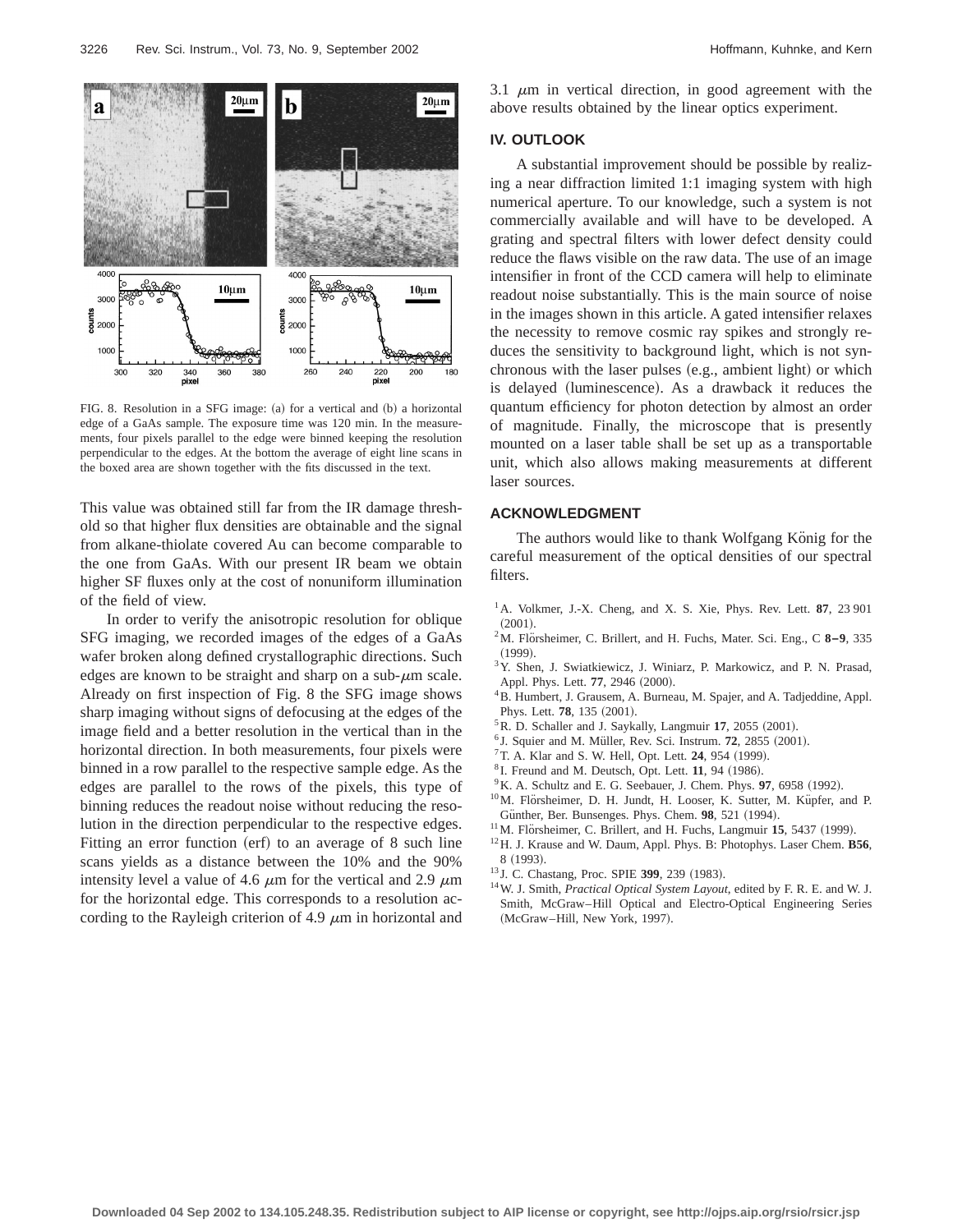a

20μm

b

20μm

4000

3000

2000

1000

counts

10μm

300 320 340 360 380

pixel

4000

3000

2000

1000

counts

10μm

260 240 220 200 180

pixel

FIG. 8. Resolution in a SFG image: (a) for a vertical and (b) a horizontal edge of a GaAs sample. The exposure time was 120 min. In the measurements, four pixels parallel to the edge were binned keeping the resolution perpendicular to the edges. At the bottom the average of eight line scans in the boxed area are shown together with the fits discussed in the text.

This value was obtained still far from the IR damage threshold so that higher flux densities are obtainable and the signal from alkane-thiolate covered Au can become comparable to the one from GaAs. With our present IR beam we obtain higher SF fluxes only at the cost of nonuniform illumination of the field of view.

In order to verify the anisotropic resolution for oblique SFG imaging, we recorded images of the edges of a GaAs wafer broken along defined crystallographic directions. Such edges are known to be straight and sharp on a sub-$\mu$m scale. Already on first inspection of Fig. 8 the SFG image shows sharp imaging without signs of defocusing at the edges of the image field and a better resolution in the vertical than in the horizontal direction. In both measurements, four pixels were binned in a row parallel to the respective sample edge. As the edges are parallel to the rows of the pixels, this type of binning reduces the readout noise without reducing the resolution in the direction perpendicular to the respective edges. Fitting an error function (erf) to an average of 8 such line scans yields as a distance between the 10% and the 90% intensity level a value of 4.6 $\mu$m for the vertical and 2.9 $\mu$m for the horizontal edge. This corresponds to a resolution according to the Rayleigh criterion of 4.9 $\mu$m in horizontal and 3.1 $\mu$m in vertical direction, in good agreement with the above results obtained by the linear optics experiment.

## IV. OUTLOOK

A substantial improvement should be possible by realizing a near diffraction limited 1:1 imaging system with high numerical aperture. To our knowledge, such a system is not commercially available and will have to be developed. A grating and spectral filters with lower defect density could reduce the flaws visible on the raw data. The use of an image intensifier in front of the CCD camera will help to eliminate readout noise substantially. This is the main source of noise in the images shown in this article. A gated intensifier relaxes the necessity to remove cosmic ray spikes and strongly reduces the sensitivity to background light, which is not synchronous with the laser pulses (e.g., ambient light) or which is delayed (luminescence). As a drawback it reduces the quantum efficiency for photon detection by almost an order of magnitude. Finally, the microscope that is presently mounted on a laser table shall be set up as a transportable unit, which also allows making measurements at different laser sources.

## ACKNOWLEDGMENT

The authors would like to thank Wolfgang König for the careful measurement of the optical densities of our spectral filters.

[1] A. Volkmer, J.-X. Cheng, and X. S. Xie, Phys. Rev. Lett. **87**, 23 901 (2001).
[2] M. Flörsheimer, C. Brillert, and H. Fuchs, Mater. Sci. Eng., C **8–9**, 335 (1999).
[3] Y. Shen, J. Swiatkiewicz, J. Winiarz, P. Markowicz, and P. N. Prasad, Appl. Phys. Lett. **77**, 2946 (2000).
[4] B. Humbert, J. Grausem, A. Burneau, M. Spajer, and A. Tadjeddine, Appl. Phys. Lett. **78**, 135 (2001).
[5] R. D. Schaller and J. Saykally, Langmuir **17**, 2055 (2001).
[6] J. Squier and M. Müller, Rev. Sci. Instrum. **72**, 2855 (2001).
[7] T. A. Klar and S. W. Hell, Opt. Lett. **24**, 954 (1999).
[8] I. Freund and M. Deutsch, Opt. Lett. **11**, 94 (1986).
[9] K. A. Schultz and E. G. Seebauer, J. Chem. Phys. **97**, 6958 (1992).
[10] M. Flörsheimer, D. H. Jundt, H. Looser, K. Sutter, M. Küpfer, and P. Günther, Ber. Bunsenges. Phys. Chem. **98**, 521 (1994).
[11] M. Flörsheimer, C. Brillert, and H. Fuchs, Langmuir **15**, 5437 (1999).
[12] H. J. Krause and W. Daum, Appl. Phys. B: Photophys. Laser Chem. **B56**, 8 (1993).
[13] J. C. Chastang, Proc. SPIE **399**, 239 (1983).
[14] W. J. Smith, *Practical Optical System Layout*, edited by F. R. E. and W. J. Smith, McGraw–Hill Optical and Electro-Optical Engineering Series (McGraw–Hill, New York, 1997).